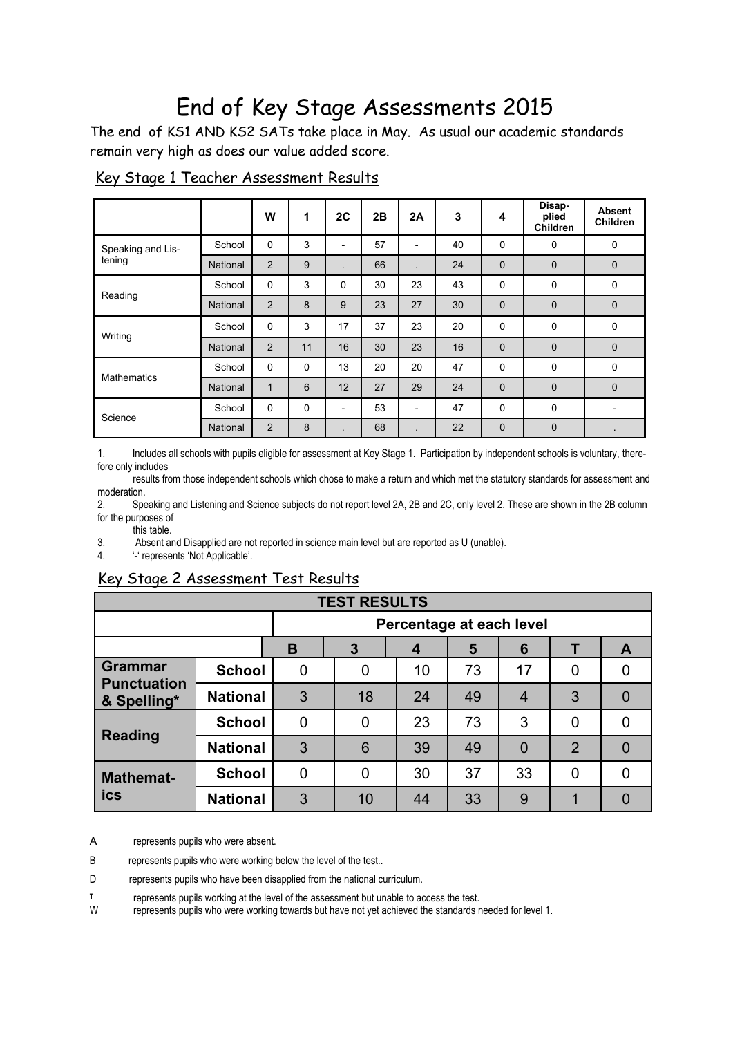# End of Key Stage Assessments 2015

The end of KS1 AND KS2 SATs take place in May. As usual our academic standards remain very high as does our value added score.

## Key Stage 1 Teacher Assessment Results

| | | W | 1 | 2C | 2B | 2A | 3 | 4 | Disap-plied Children | Absent Children |
|---|---|---|---|---|---|---|---|---|---|---|
| Speaking and Lis-tening | School | 0 | 3 | - | 57 | - | 40 | 0 | 0 | 0 |
| | National | 2 | 9 | . | 66 | . | 24 | 0 | 0 | 0 |
| Reading | School | 0 | 3 | 0 | 30 | 23 | 43 | 0 | 0 | 0 |
| | National | 2 | 8 | 9 | 23 | 27 | 30 | 0 | 0 | 0 |
| Writing | School | 0 | 3 | 17 | 37 | 23 | 20 | 0 | 0 | 0 |
| | National | 2 | 11 | 16 | 30 | 23 | 16 | 0 | 0 | 0 |
| Mathematics | School | 0 | 0 | 13 | 20 | 20 | 47 | 0 | 0 | 0 |
| | National | 1 | 6 | 12 | 27 | 29 | 24 | 0 | 0 | 0 |
| Science | School | 0 | 0 | - | 53 | - | 47 | 0 | 0 | - |
| | National | 2 | 8 | . | 68 | . | 22 | 0 | 0 | . |

1. Includes all schools with pupils eligible for assessment at Key Stage 1. Participation by independent schools is voluntary, therefore only includes results from those independent schools which chose to make a return and which met the statutory standards for assessment and moderation.
2. Speaking and Listening and Science subjects do not report level 2A, 2B and 2C, only level 2. These are shown in the 2B column for the purposes of this table.
3. Absent and Disapplied are not reported in science main level but are reported as U (unable).
4. '-' represents 'Not Applicable'.

## Key Stage 2 Assessment Test Results

| TEST RESULTS | | | | | | | | |
|---|---|---|---|---|---|---|---|---|
| | | Percentage at each level | | | | | | |
| | | B | 3 | 4 | 5 | 6 | T | A |
| **Grammar Punctuation & Spelling*** | **School** | 0 | 0 | 10 | 73 | 17 | 0 | 0 |
| | **National** | 3 | 18 | 24 | 49 | 4 | 3 | 0 |
| **Reading** | **School** | 0 | 0 | 23 | 73 | 3 | 0 | 0 |
| | **National** | 3 | 6 | 39 | 49 | 0 | 2 | 0 |
| **Mathemat-ics** | **School** | 0 | 0 | 30 | 37 | 33 | 0 | 0 |
| | **National** | 3 | 10 | 44 | 33 | 9 | 1 | 0 |

A represents pupils who were absent.

B represents pupils who were working below the level of the test..

D represents pupils who have been disapplied from the national curriculum.

T represents pupils working at the level of the assessment but unable to access the test.

W represents pupils who were working towards but have not yet achieved the standards needed for level 1.